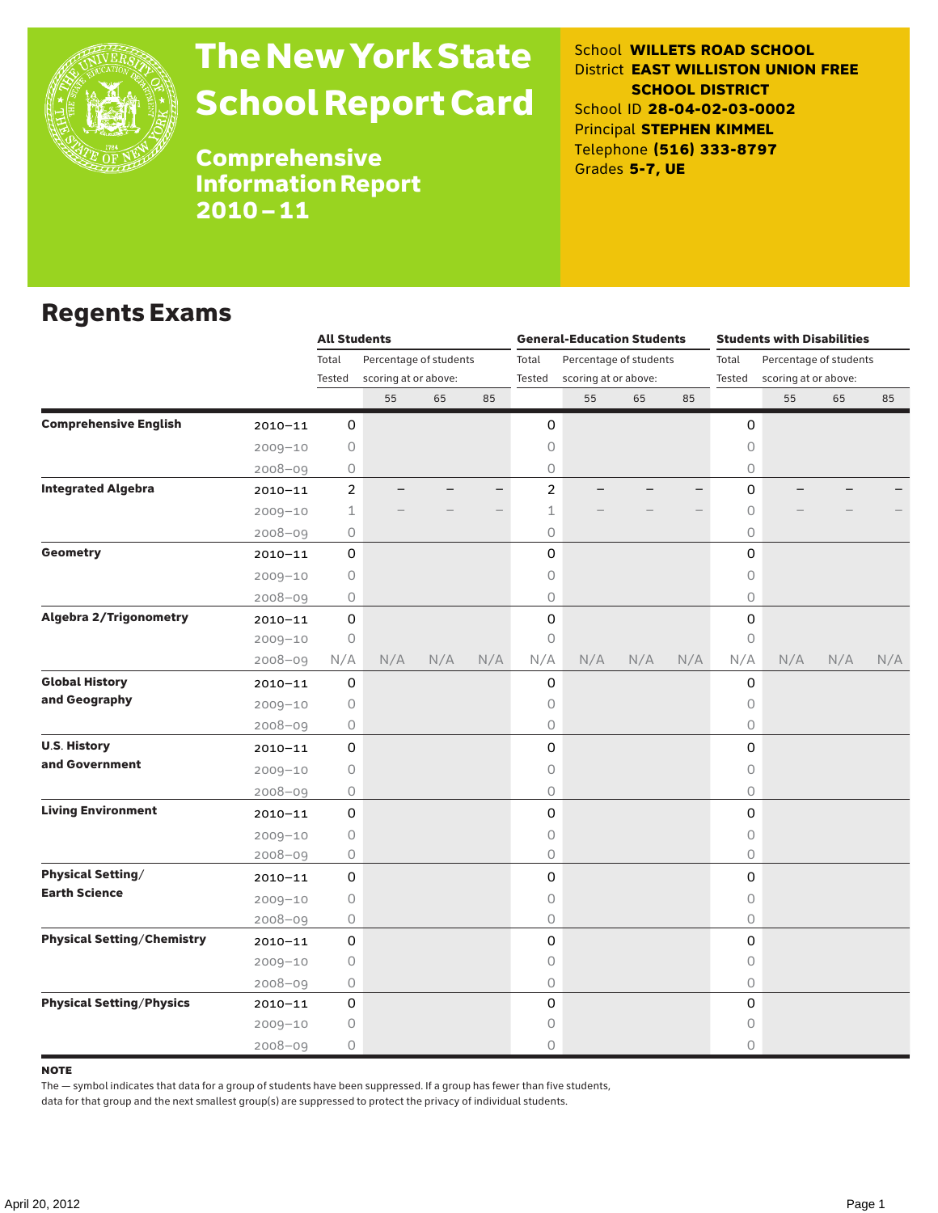# The New York State School Report Card

## Comprehensive Information Report 2010–11

School **WILLETS ROAD SCHOOL**
District **EAST WILLISTON UNION FREE SCHOOL DISTRICT**
School ID **28-04-02-03-0002**
Principal **STEPHEN KIMMEL**
Telephone **(516) 333-8797**
Grades **5-7, UE**

## Regents Exams

| | | All Students | | | | General-Education Students | | | | Students with Disabilities | | | |
|---|---|---|---|---|---|---|---|---|---|---|---|---|---|
| | | Total Tested | Percentage of students scoring at or above: | | | Total Tested | Percentage of students scoring at or above: | | | Total Tested | Percentage of students scoring at or above: | | |
| | | | 55 | 65 | 85 | | 55 | 65 | 85 | | 55 | 65 | 85 |
| **Comprehensive English** | 2010–11 | 0 | | | | 0 | | | | 0 | | | |
| | 2009–10 | 0 | | | | 0 | | | | 0 | | | |
| | 2008–09 | 0 | | | | 0 | | | | 0 | | | |
| **Integrated Algebra** | 2010–11 | 2 | – | – | – | 2 | – | – | – | 0 | – | – | – |
| | 2009–10 | 1 | – | – | – | 1 | – | – | – | 0 | – | – | – |
| | 2008–09 | 0 | | | | 0 | | | | 0 | | | |
| **Geometry** | 2010–11 | 0 | | | | 0 | | | | 0 | | | |
| | 2009–10 | 0 | | | | 0 | | | | 0 | | | |
| | 2008–09 | 0 | | | | 0 | | | | 0 | | | |
| **Algebra 2/Trigonometry** | 2010–11 | 0 | | | | 0 | | | | 0 | | | |
| | 2009–10 | 0 | | | | 0 | | | | 0 | | | |
| | 2008–09 | N/A | N/A | N/A | N/A | N/A | N/A | N/A | N/A | N/A | N/A | N/A | N/A |
| **Global History and Geography** | 2010–11 | 0 | | | | 0 | | | | 0 | | | |
| | 2009–10 | 0 | | | | 0 | | | | 0 | | | |
| | 2008–09 | 0 | | | | 0 | | | | 0 | | | |
| **U.S. History and Government** | 2010–11 | 0 | | | | 0 | | | | 0 | | | |
| | 2009–10 | 0 | | | | 0 | | | | 0 | | | |
| | 2008–09 | 0 | | | | 0 | | | | 0 | | | |
| **Living Environment** | 2010–11 | 0 | | | | 0 | | | | 0 | | | |
| | 2009–10 | 0 | | | | 0 | | | | 0 | | | |
| | 2008–09 | 0 | | | | 0 | | | | 0 | | | |
| **Physical Setting/ Earth Science** | 2010–11 | 0 | | | | 0 | | | | 0 | | | |
| | 2009–10 | 0 | | | | 0 | | | | 0 | | | |
| | 2008–09 | 0 | | | | 0 | | | | 0 | | | |
| **Physical Setting/Chemistry** | 2010–11 | 0 | | | | 0 | | | | 0 | | | |
| | 2009–10 | 0 | | | | 0 | | | | 0 | | | |
| | 2008–09 | 0 | | | | 0 | | | | 0 | | | |
| **Physical Setting/Physics** | 2010–11 | 0 | | | | 0 | | | | 0 | | | |
| | 2009–10 | 0 | | | | 0 | | | | 0 | | | |
| | 2008–09 | 0 | | | | 0 | | | | 0 | | | |

**NOTE**

The — symbol indicates that data for a group of students have been suppressed. If a group has fewer than five students, data for that group and the next smallest group(s) are suppressed to protect the privacy of individual students.

April 20, 2012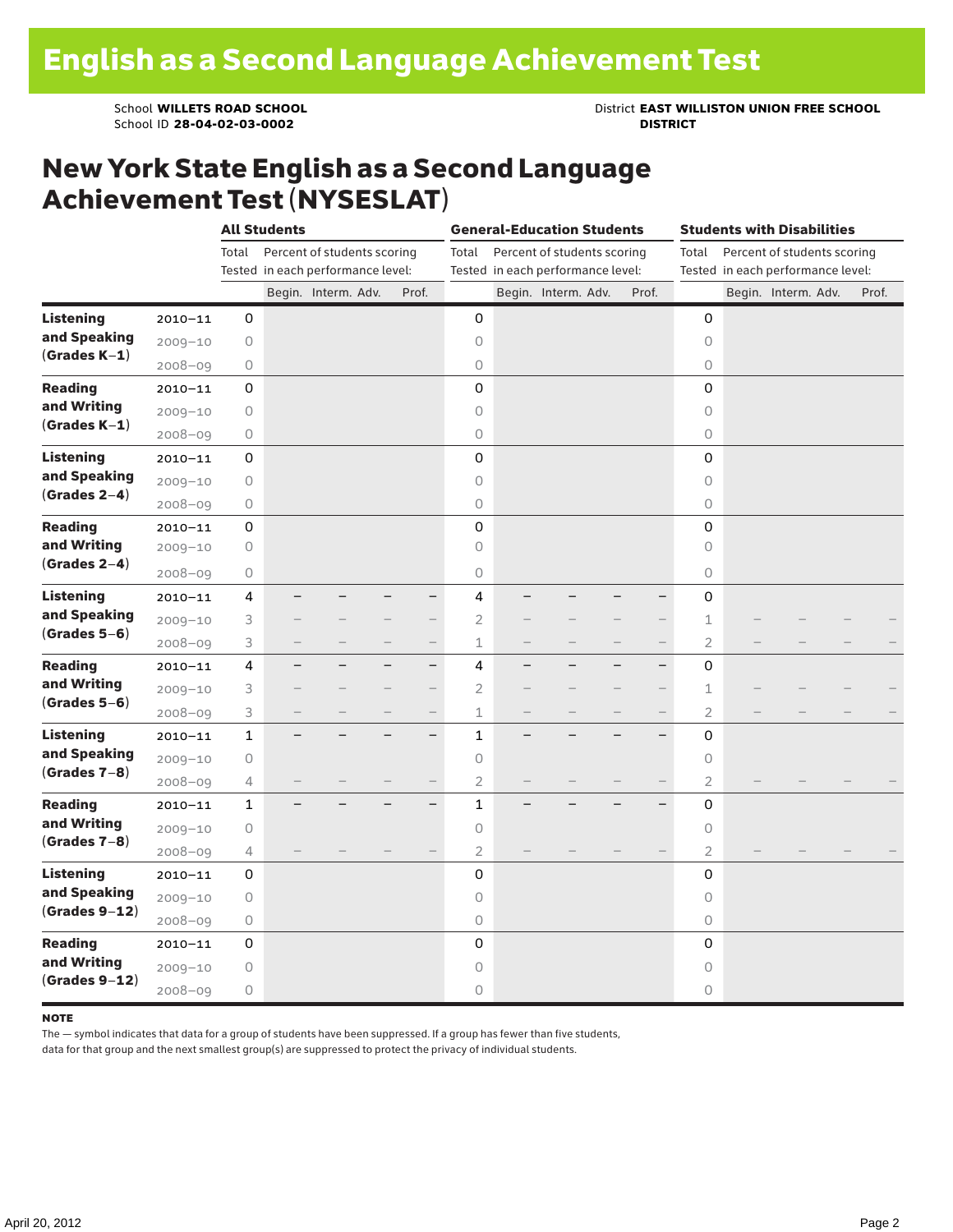# English as a Second Language Achievement Test

School **WILLETS ROAD SCHOOL**
School ID **28-04-02-03-0002**

District **EAST WILLISTON UNION FREE SCHOOL DISTRICT**

## New York State English as a Second Language Achievement Test (NYSESLAT)

| | | All Students | | | | | General-Education Students | | | | | Students with Disabilities | | | | |
|---|---|---|---|---|---|---|---|---|---|---|---|---|---|---|---|---|
| | | Total Tested | Percent of students scoring in each performance level: | | | | Total Tested | Percent of students scoring in each performance level: | | | | Total Tested | Percent of students scoring in each performance level: | | | |
| | | | Begin. | Interm. | Adv. | Prof. | | Begin. | Interm. | Adv. | Prof. | | Begin. | Interm. | Adv. | Prof. |
| **Listening and Speaking (Grades K–1)** | 2010–11 | 0 | | | | | 0 | | | | | 0 | | | | |
| | 2009–10 | 0 | | | | | 0 | | | | | 0 | | | | |
| | 2008–09 | 0 | | | | | 0 | | | | | 0 | | | | |
| **Reading and Writing (Grades K–1)** | 2010–11 | 0 | | | | | 0 | | | | | 0 | | | | |
| | 2009–10 | 0 | | | | | 0 | | | | | 0 | | | | |
| | 2008–09 | 0 | | | | | 0 | | | | | 0 | | | | |
| **Listening and Speaking (Grades 2–4)** | 2010–11 | 0 | | | | | 0 | | | | | 0 | | | | |
| | 2009–10 | 0 | | | | | 0 | | | | | 0 | | | | |
| | 2008–09 | 0 | | | | | 0 | | | | | 0 | | | | |
| **Reading and Writing (Grades 2–4)** | 2010–11 | 0 | | | | | 0 | | | | | 0 | | | | |
| | 2009–10 | 0 | | | | | 0 | | | | | 0 | | | | |
| | 2008–09 | 0 | | | | | 0 | | | | | 0 | | | | |
| **Listening and Speaking (Grades 5–6)** | 2010–11 | 4 | – | – | – | – | 4 | – | – | – | – | 0 | | | | |
| | 2009–10 | 3 | – | – | – | – | 2 | – | – | – | – | 1 | – | – | – | – |
| | 2008–09 | 3 | – | – | – | – | 1 | – | – | – | – | 2 | – | – | – | – |
| **Reading and Writing (Grades 5–6)** | 2010–11 | 4 | – | – | – | – | 4 | – | – | – | – | 0 | | | | |
| | 2009–10 | 3 | – | – | – | – | 2 | – | – | – | – | 1 | – | – | – | – |
| | 2008–09 | 3 | – | – | – | – | 1 | – | – | – | – | 2 | – | – | – | – |
| **Listening and Speaking (Grades 7–8)** | 2010–11 | 1 | – | – | – | – | 1 | – | – | – | – | 0 | | | | |
| | 2009–10 | 0 | | | | | 0 | | | | | 0 | | | | |
| | 2008–09 | 4 | – | – | – | – | 2 | – | – | – | – | 2 | – | – | – | – |
| **Reading and Writing (Grades 7–8)** | 2010–11 | 1 | – | – | – | – | 1 | – | – | – | – | 0 | | | | |
| | 2009–10 | 0 | | | | | 0 | | | | | 0 | | | | |
| | 2008–09 | 4 | – | – | – | – | 2 | – | – | – | – | 2 | – | – | – | – |
| **Listening and Speaking (Grades 9–12)** | 2010–11 | 0 | | | | | 0 | | | | | 0 | | | | |
| | 2009–10 | 0 | | | | | 0 | | | | | 0 | | | | |
| | 2008–09 | 0 | | | | | 0 | | | | | 0 | | | | |
| **Reading and Writing (Grades 9–12)** | 2010–11 | 0 | | | | | 0 | | | | | 0 | | | | |
| | 2009–10 | 0 | | | | | 0 | | | | | 0 | | | | |
| | 2008–09 | 0 | | | | | 0 | | | | | 0 | | | | |

**NOTE**

The — symbol indicates that data for a group of students have been suppressed. If a group has fewer than five students, data for that group and the next smallest group(s) are suppressed to protect the privacy of individual students.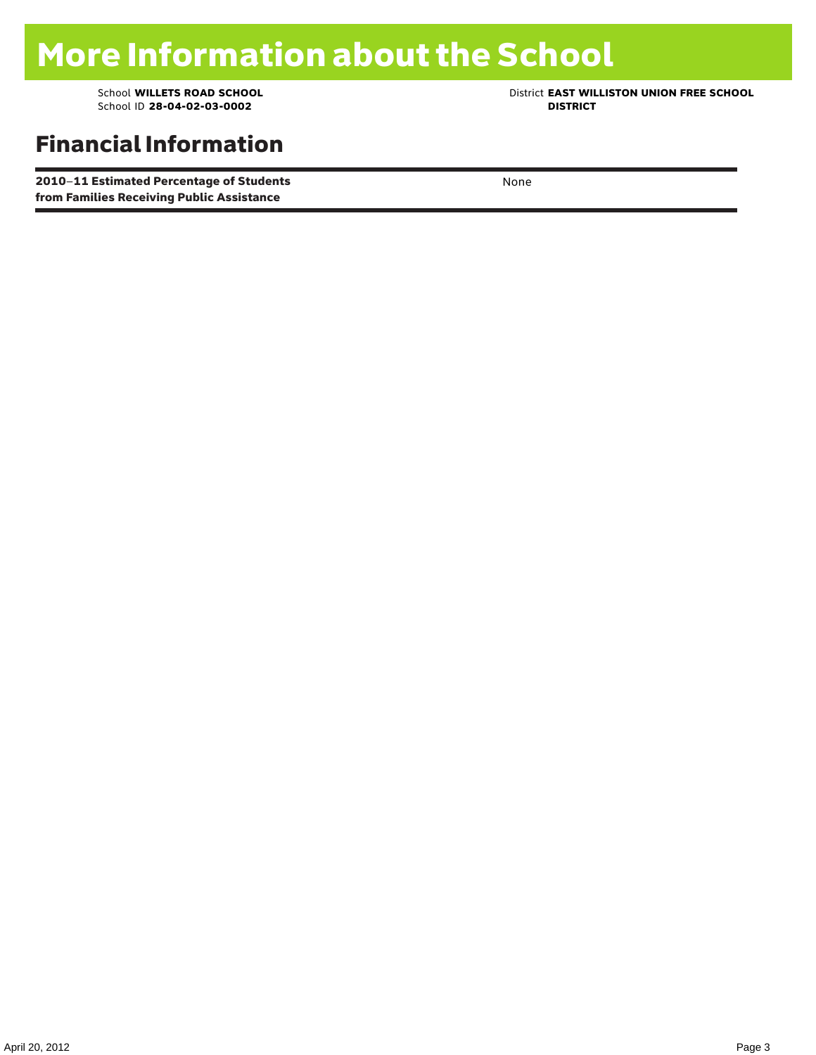# More Information about the School

School **WILLETS ROAD SCHOOL**
School ID **28-04-02-03-0002**

District **EAST WILLISTON UNION FREE SCHOOL DISTRICT**

## Financial Information

| | |
|---|---|
| **2010–11 Estimated Percentage of Students from Families Receiving Public Assistance** | None |